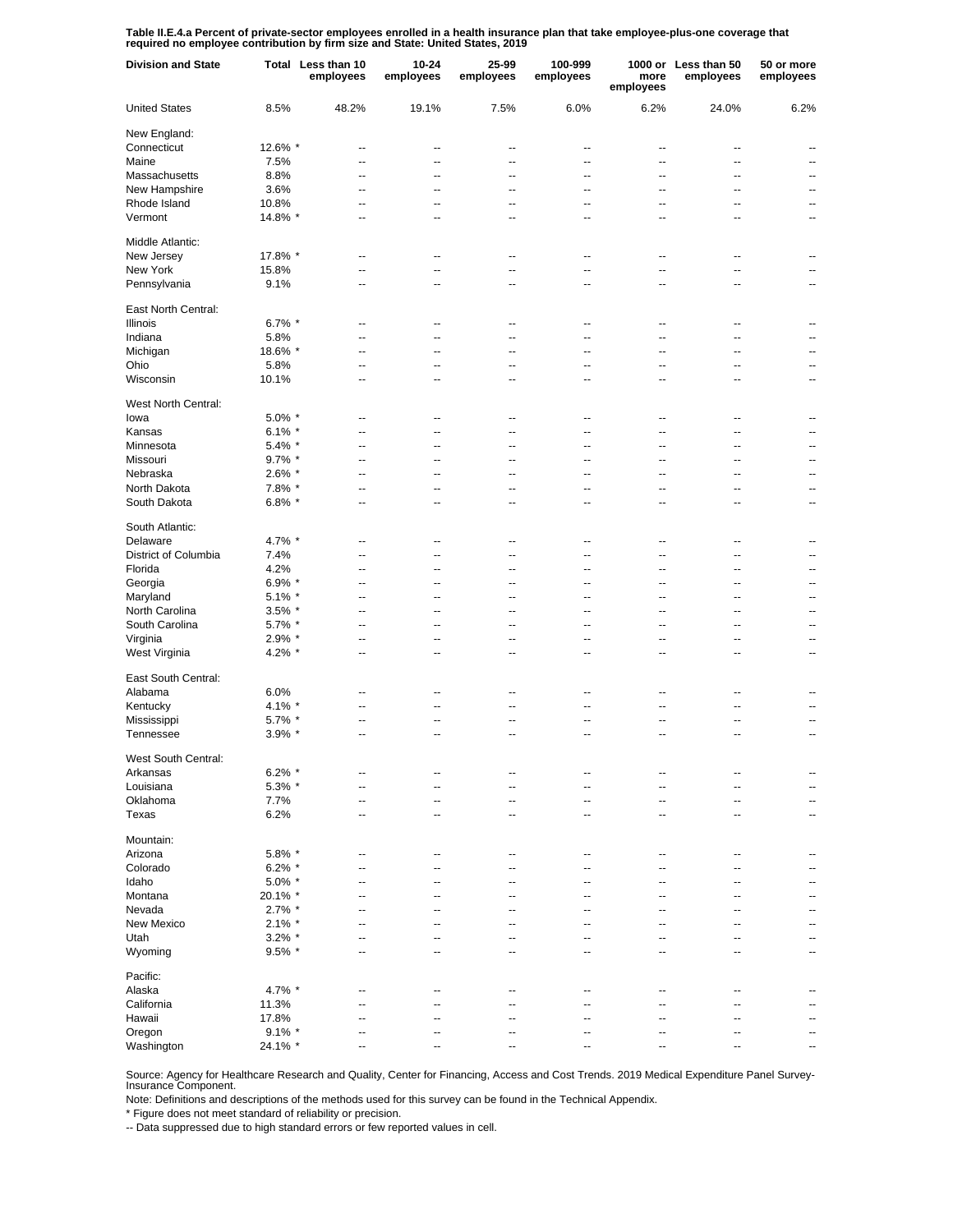**Table II.E.4.a Percent of private-sector employees enrolled in a health insurance plan that take employee-plus-one coverage that required no employee contribution by firm size and State: United States, 2019**

| Division and State | Total | Less than 10 employees | 10-24 employees | 25-99 employees | 100-999 employees | 1000 or more employees | Less than 50 employees | 50 or more employees |
|---|---|---|---|---|---|---|---|---|
| United States | 8.5% | 48.2% | 19.1% | 7.5% | 6.0% | 6.2% | 24.0% | 6.2% |
| New England: | | | | | | | | |
| Connecticut | 12.6% * | -- | -- | -- | -- | -- | -- | -- |
| Maine | 7.5% | -- | -- | -- | -- | -- | -- | -- |
| Massachusetts | 8.8% | -- | -- | -- | -- | -- | -- | -- |
| New Hampshire | 3.6% | -- | -- | -- | -- | -- | -- | -- |
| Rhode Island | 10.8% | -- | -- | -- | -- | -- | -- | -- |
| Vermont | 14.8% * | -- | -- | -- | -- | -- | -- | -- |
| Middle Atlantic: | | | | | | | | |
| New Jersey | 17.8% * | -- | -- | -- | -- | -- | -- | -- |
| New York | 15.8% | -- | -- | -- | -- | -- | -- | -- |
| Pennsylvania | 9.1% | -- | -- | -- | -- | -- | -- | -- |
| East North Central: | | | | | | | | |
| Illinois | 6.7% * | -- | -- | -- | -- | -- | -- | -- |
| Indiana | 5.8% | -- | -- | -- | -- | -- | -- | -- |
| Michigan | 18.6% * | -- | -- | -- | -- | -- | -- | -- |
| Ohio | 5.8% | -- | -- | -- | -- | -- | -- | -- |
| Wisconsin | 10.1% | -- | -- | -- | -- | -- | -- | -- |
| West North Central: | | | | | | | | |
| Iowa | 5.0% * | -- | -- | -- | -- | -- | -- | -- |
| Kansas | 6.1% * | -- | -- | -- | -- | -- | -- | -- |
| Minnesota | 5.4% * | -- | -- | -- | -- | -- | -- | -- |
| Missouri | 9.7% * | -- | -- | -- | -- | -- | -- | -- |
| Nebraska | 2.6% * | -- | -- | -- | -- | -- | -- | -- |
| North Dakota | 7.8% * | -- | -- | -- | -- | -- | -- | -- |
| South Dakota | 6.8% * | -- | -- | -- | -- | -- | -- | -- |
| South Atlantic: | | | | | | | | |
| Delaware | 4.7% * | -- | -- | -- | -- | -- | -- | -- |
| District of Columbia | 7.4% | -- | -- | -- | -- | -- | -- | -- |
| Florida | 4.2% | -- | -- | -- | -- | -- | -- | -- |
| Georgia | 6.9% * | -- | -- | -- | -- | -- | -- | -- |
| Maryland | 5.1% * | -- | -- | -- | -- | -- | -- | -- |
| North Carolina | 3.5% * | -- | -- | -- | -- | -- | -- | -- |
| South Carolina | 5.7% * | -- | -- | -- | -- | -- | -- | -- |
| Virginia | 2.9% * | -- | -- | -- | -- | -- | -- | -- |
| West Virginia | 4.2% * | -- | -- | -- | -- | -- | -- | -- |
| East South Central: | | | | | | | | |
| Alabama | 6.0% | -- | -- | -- | -- | -- | -- | -- |
| Kentucky | 4.1% * | -- | -- | -- | -- | -- | -- | -- |
| Mississippi | 5.7% * | -- | -- | -- | -- | -- | -- | -- |
| Tennessee | 3.9% * | -- | -- | -- | -- | -- | -- | -- |
| West South Central: | | | | | | | | |
| Arkansas | 6.2% * | -- | -- | -- | -- | -- | -- | -- |
| Louisiana | 5.3% * | -- | -- | -- | -- | -- | -- | -- |
| Oklahoma | 7.7% | -- | -- | -- | -- | -- | -- | -- |
| Texas | 6.2% | -- | -- | -- | -- | -- | -- | -- |
| Mountain: | | | | | | | | |
| Arizona | 5.8% * | -- | -- | -- | -- | -- | -- | -- |
| Colorado | 6.2% * | -- | -- | -- | -- | -- | -- | -- |
| Idaho | 5.0% * | -- | -- | -- | -- | -- | -- | -- |
| Montana | 20.1% * | -- | -- | -- | -- | -- | -- | -- |
| Nevada | 2.7% * | -- | -- | -- | -- | -- | -- | -- |
| New Mexico | 2.1% * | -- | -- | -- | -- | -- | -- | -- |
| Utah | 3.2% * | -- | -- | -- | -- | -- | -- | -- |
| Wyoming | 9.5% * | -- | -- | -- | -- | -- | -- | -- |
| Pacific: | | | | | | | | |
| Alaska | 4.7% * | -- | -- | -- | -- | -- | -- | -- |
| California | 11.3% | -- | -- | -- | -- | -- | -- | -- |
| Hawaii | 17.8% | -- | -- | -- | -- | -- | -- | -- |
| Oregon | 9.1% * | -- | -- | -- | -- | -- | -- | -- |
| Washington | 24.1% * | -- | -- | -- | -- | -- | -- | -- |

Source: Agency for Healthcare Research and Quality, Center for Financing, Access and Cost Trends. 2019 Medical Expenditure Panel Survey-Insurance Component.

Note: Definitions and descriptions of the methods used for this survey can be found in the Technical Appendix.

* Figure does not meet standard of reliability or precision.

-- Data suppressed due to high standard errors or few reported values in cell.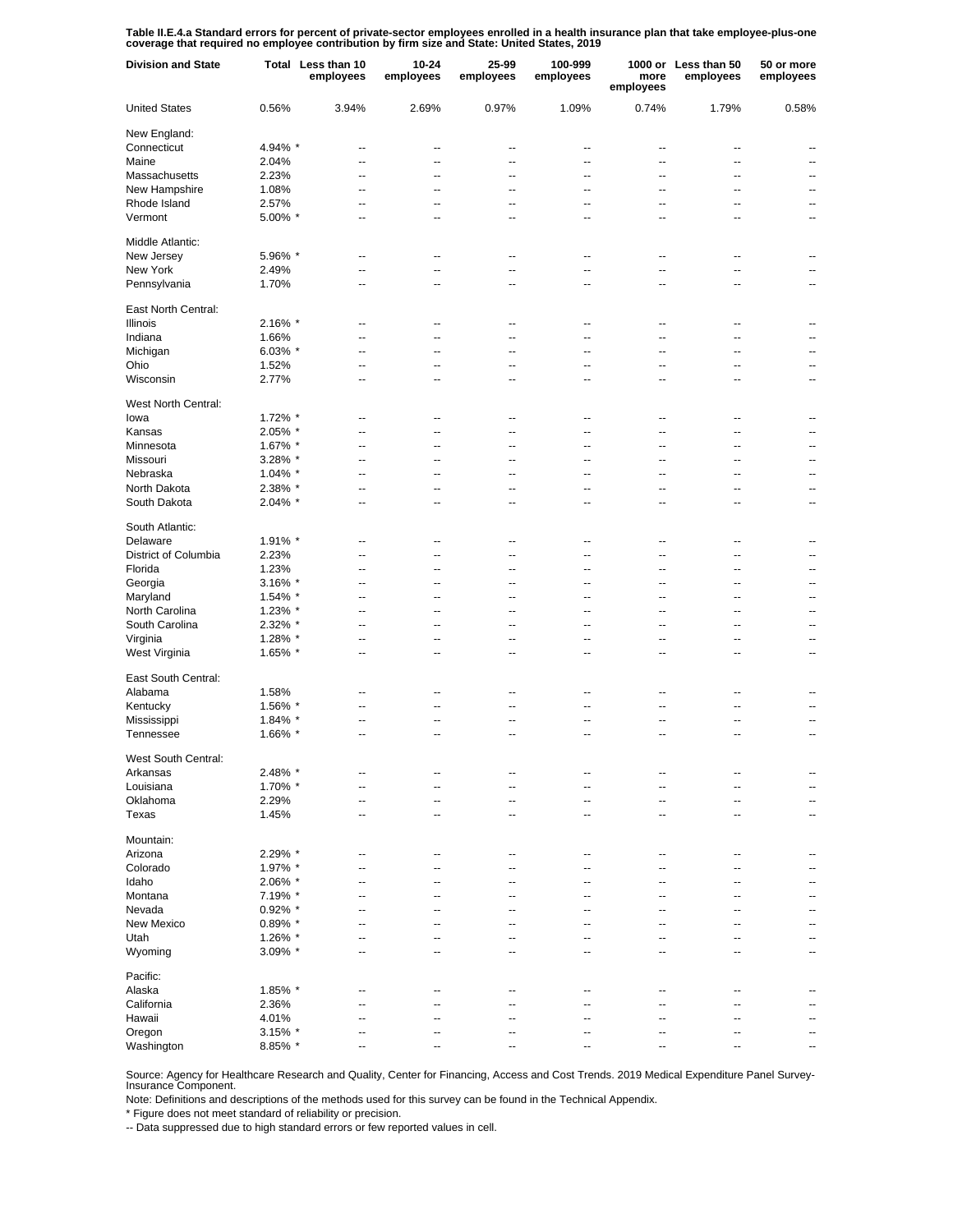**Table II.E.4.a Standard errors for percent of private-sector employees enrolled in a health insurance plan that take employee-plus-one coverage that required no employee contribution by firm size and State: United States, 2019**

| Division and State | Total | Less than 10 employees | 10-24 employees | 25-99 employees | 100-999 employees | 1000 or more employees | Less than 50 employees | 50 or more employees |
|---|---|---|---|---|---|---|---|---|
| United States | 0.56% | 3.94% | 2.69% | 0.97% | 1.09% | 0.74% | 1.79% | 0.58% |
| New England: | | | | | | | | |
| Connecticut | 4.94% * | -- | -- | -- | -- | -- | -- | -- |
| Maine | 2.04% | -- | -- | -- | -- | -- | -- | -- |
| Massachusetts | 2.23% | -- | -- | -- | -- | -- | -- | -- |
| New Hampshire | 1.08% | -- | -- | -- | -- | -- | -- | -- |
| Rhode Island | 2.57% | -- | -- | -- | -- | -- | -- | -- |
| Vermont | 5.00% * | -- | -- | -- | -- | -- | -- | -- |
| Middle Atlantic: | | | | | | | | |
| New Jersey | 5.96% * | -- | -- | -- | -- | -- | -- | -- |
| New York | 2.49% | -- | -- | -- | -- | -- | -- | -- |
| Pennsylvania | 1.70% | -- | -- | -- | -- | -- | -- | -- |
| East North Central: | | | | | | | | |
| Illinois | 2.16% * | -- | -- | -- | -- | -- | -- | -- |
| Indiana | 1.66% | -- | -- | -- | -- | -- | -- | -- |
| Michigan | 6.03% * | -- | -- | -- | -- | -- | -- | -- |
| Ohio | 1.52% | -- | -- | -- | -- | -- | -- | -- |
| Wisconsin | 2.77% | -- | -- | -- | -- | -- | -- | -- |
| West North Central: | | | | | | | | |
| Iowa | 1.72% * | -- | -- | -- | -- | -- | -- | -- |
| Kansas | 2.05% * | -- | -- | -- | -- | -- | -- | -- |
| Minnesota | 1.67% * | -- | -- | -- | -- | -- | -- | -- |
| Missouri | 3.28% * | -- | -- | -- | -- | -- | -- | -- |
| Nebraska | 1.04% * | -- | -- | -- | -- | -- | -- | -- |
| North Dakota | 2.38% * | -- | -- | -- | -- | -- | -- | -- |
| South Dakota | 2.04% * | -- | -- | -- | -- | -- | -- | -- |
| South Atlantic: | | | | | | | | |
| Delaware | 1.91% * | -- | -- | -- | -- | -- | -- | -- |
| District of Columbia | 2.23% | -- | -- | -- | -- | -- | -- | -- |
| Florida | 1.23% | -- | -- | -- | -- | -- | -- | -- |
| Georgia | 3.16% * | -- | -- | -- | -- | -- | -- | -- |
| Maryland | 1.54% * | -- | -- | -- | -- | -- | -- | -- |
| North Carolina | 1.23% * | -- | -- | -- | -- | -- | -- | -- |
| South Carolina | 2.32% * | -- | -- | -- | -- | -- | -- | -- |
| Virginia | 1.28% * | -- | -- | -- | -- | -- | -- | -- |
| West Virginia | 1.65% * | -- | -- | -- | -- | -- | -- | -- |
| East South Central: | | | | | | | | |
| Alabama | 1.58% | -- | -- | -- | -- | -- | -- | -- |
| Kentucky | 1.56% * | -- | -- | -- | -- | -- | -- | -- |
| Mississippi | 1.84% * | -- | -- | -- | -- | -- | -- | -- |
| Tennessee | 1.66% * | -- | -- | -- | -- | -- | -- | -- |
| West South Central: | | | | | | | | |
| Arkansas | 2.48% * | -- | -- | -- | -- | -- | -- | -- |
| Louisiana | 1.70% * | -- | -- | -- | -- | -- | -- | -- |
| Oklahoma | 2.29% | -- | -- | -- | -- | -- | -- | -- |
| Texas | 1.45% | -- | -- | -- | -- | -- | -- | -- |
| Mountain: | | | | | | | | |
| Arizona | 2.29% * | -- | -- | -- | -- | -- | -- | -- |
| Colorado | 1.97% * | -- | -- | -- | -- | -- | -- | -- |
| Idaho | 2.06% * | -- | -- | -- | -- | -- | -- | -- |
| Montana | 7.19% * | -- | -- | -- | -- | -- | -- | -- |
| Nevada | 0.92% * | -- | -- | -- | -- | -- | -- | -- |
| New Mexico | 0.89% * | -- | -- | -- | -- | -- | -- | -- |
| Utah | 1.26% * | -- | -- | -- | -- | -- | -- | -- |
| Wyoming | 3.09% * | -- | -- | -- | -- | -- | -- | -- |
| Pacific: | | | | | | | | |
| Alaska | 1.85% * | -- | -- | -- | -- | -- | -- | -- |
| California | 2.36% | -- | -- | -- | -- | -- | -- | -- |
| Hawaii | 4.01% | -- | -- | -- | -- | -- | -- | -- |
| Oregon | 3.15% * | -- | -- | -- | -- | -- | -- | -- |
| Washington | 8.85% * | -- | -- | -- | -- | -- | -- | -- |

Source: Agency for Healthcare Research and Quality, Center for Financing, Access and Cost Trends. 2019 Medical Expenditure Panel Survey-Insurance Component.

Note: Definitions and descriptions of the methods used for this survey can be found in the Technical Appendix.

* Figure does not meet standard of reliability or precision.

-- Data suppressed due to high standard errors or few reported values in cell.